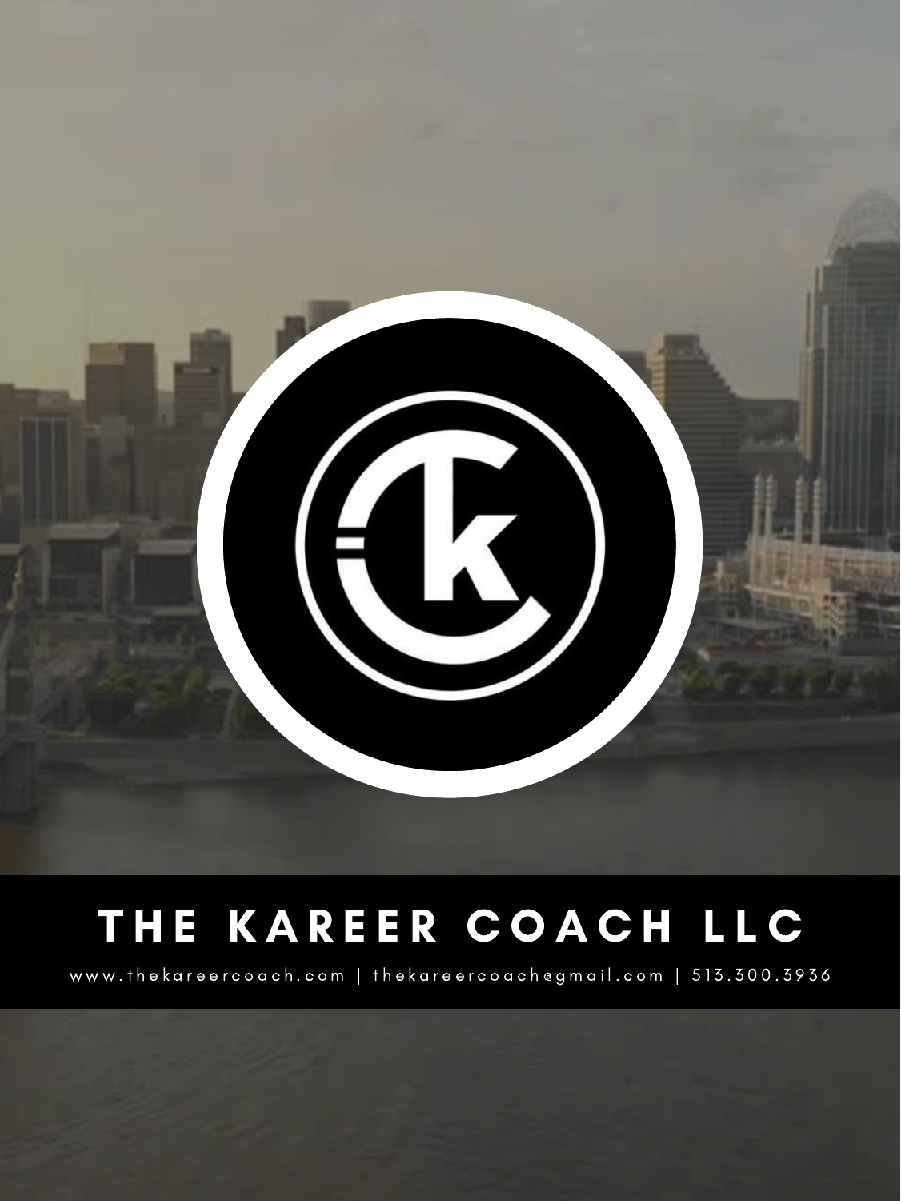# THE KAREER COACH LLC

www.thekareercoach.com | thekareercoach@gmail.com | 513.300.3936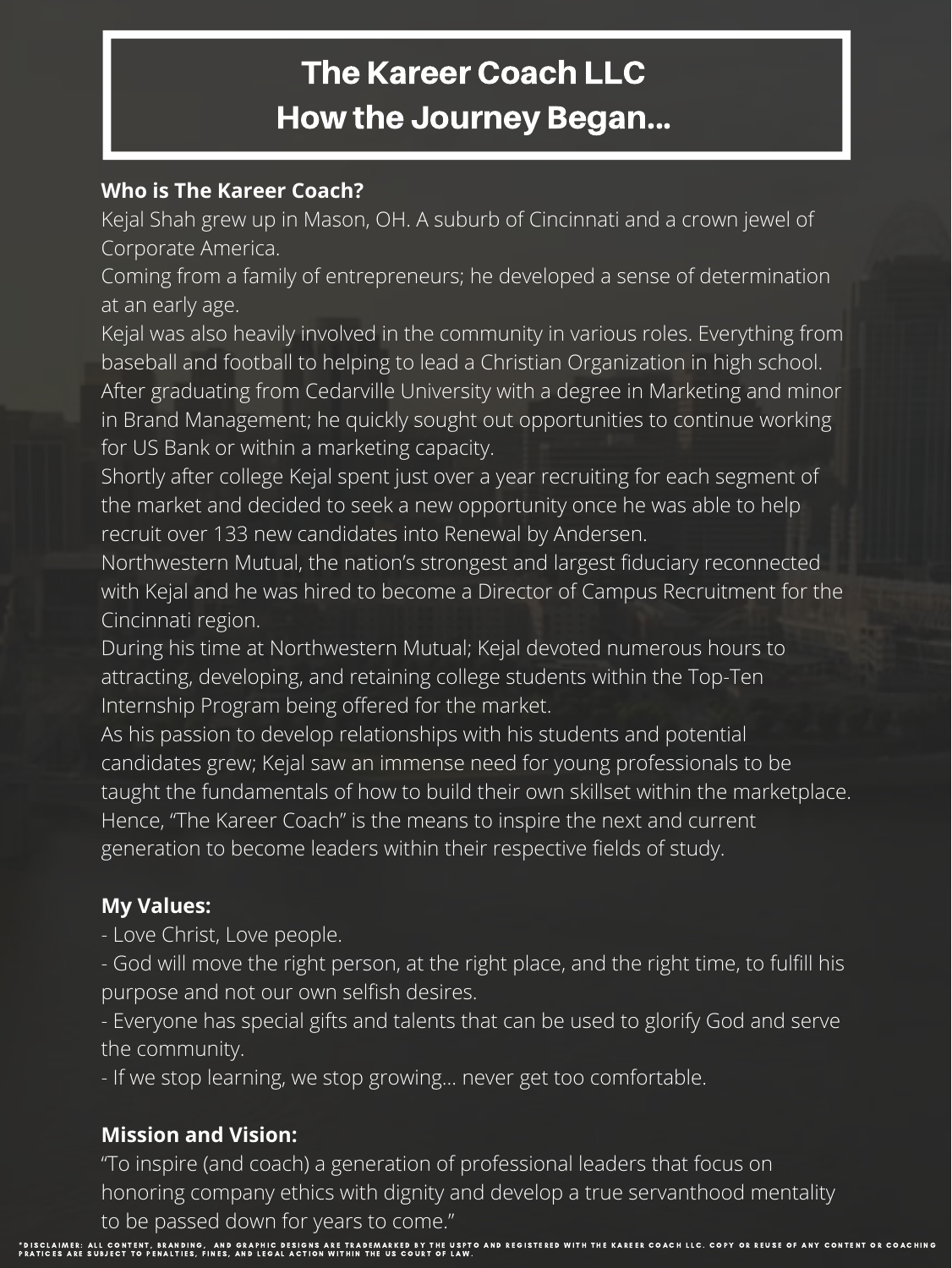# The Kareer Coach LLC
# How the Journey Began...

**Who is The Kareer Coach?**

Kejal Shah grew up in Mason, OH. A suburb of Cincinnati and a crown jewel of Corporate America.

Coming from a family of entrepreneurs; he developed a sense of determination at an early age.

Kejal was also heavily involved in the community in various roles. Everything from baseball and football to helping to lead a Christian Organization in high school.

After graduating from Cedarville University with a degree in Marketing and minor in Brand Management; he quickly sought out opportunities to continue working for US Bank or within a marketing capacity.

Shortly after college Kejal spent just over a year recruiting for each segment of the market and decided to seek a new opportunity once he was able to help recruit over 133 new candidates into Renewal by Andersen.

Northwestern Mutual, the nation's strongest and largest fiduciary reconnected with Kejal and he was hired to become a Director of Campus Recruitment for the Cincinnati region.

During his time at Northwestern Mutual; Kejal devoted numerous hours to attracting, developing, and retaining college students within the Top-Ten Internship Program being offered for the market.

As his passion to develop relationships with his students and potential candidates grew; Kejal saw an immense need for young professionals to be taught the fundamentals of how to build their own skillset within the marketplace. Hence, "The Kareer Coach" is the means to inspire the next and current generation to become leaders within their respective fields of study.

**My Values:**

- Love Christ, Love people.
- God will move the right person, at the right place, and the right time, to fulfill his purpose and not our own selfish desires.
- Everyone has special gifts and talents that can be used to glorify God and serve the community.
- If we stop learning, we stop growing... never get too comfortable.

**Mission and Vision:**

"To inspire (and coach) a generation of professional leaders that focus on honoring company ethics with dignity and develop a true servanthood mentality to be passed down for years to come."

*DISCLAIMER: ALL CONTENT, BRANDING, AND GRAPHIC DESIGNS ARE TRADEMARKED BY THE USPTO AND REGISTERED WITH THE KAREER COACH LLC. COPY OR REUSE OF ANY CONTENT OR COACHING PRATICES ARE SUBJECT TO PENALTIES, FINES, AND LEGAL ACTION WITHIN THE US COURT OF LAW.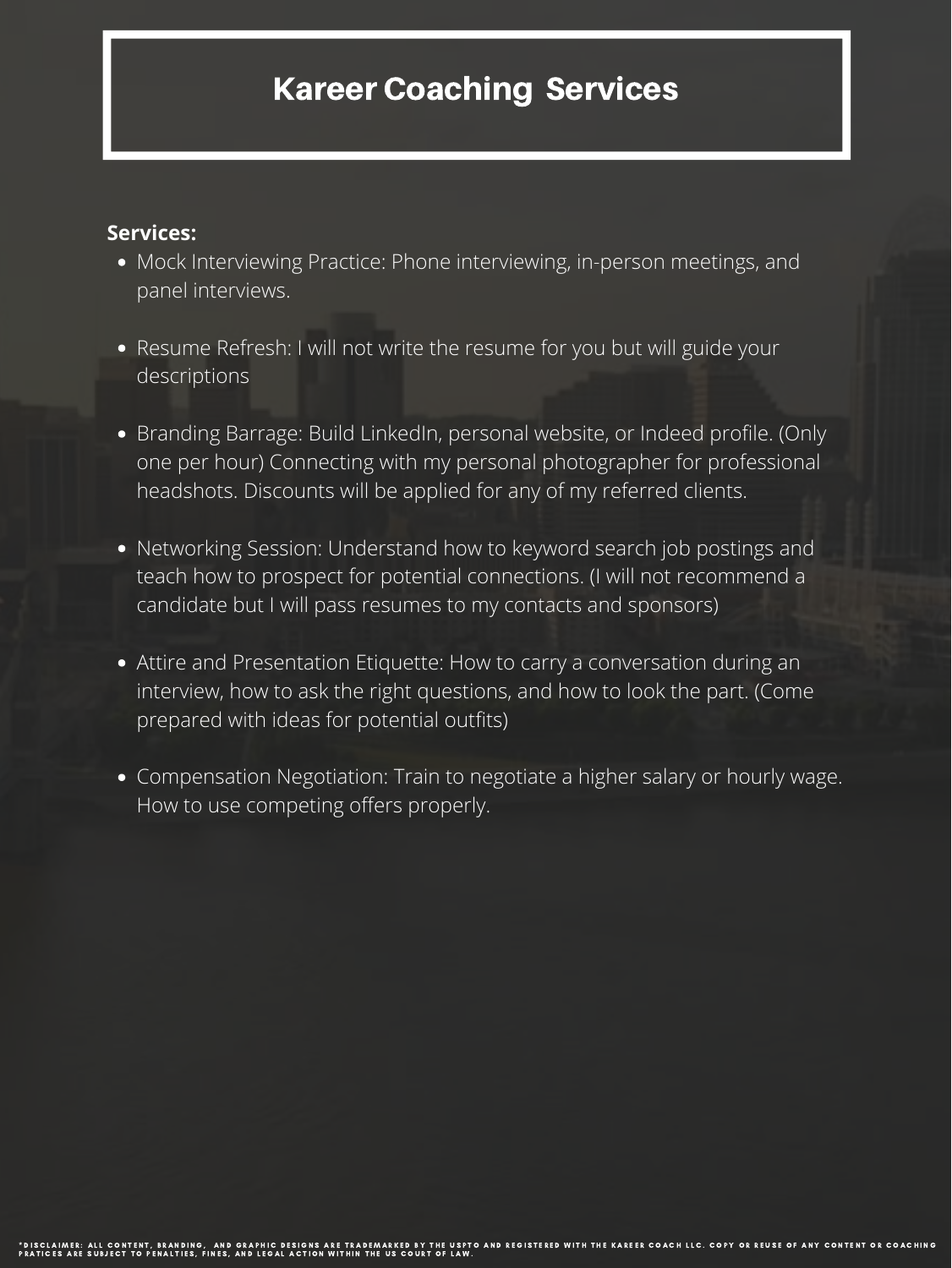# Kareer Coaching Services

**Services:**

- Mock Interviewing Practice: Phone interviewing, in-person meetings, and panel interviews.
- Resume Refresh: I will not write the resume for you but will guide your descriptions
- Branding Barrage: Build LinkedIn, personal website, or Indeed profile. (Only one per hour) Connecting with my personal photographer for professional headshots. Discounts will be applied for any of my referred clients.
- Networking Session: Understand how to keyword search job postings and teach how to prospect for potential connections. (I will not recommend a candidate but I will pass resumes to my contacts and sponsors)
- Attire and Presentation Etiquette: How to carry a conversation during an interview, how to ask the right questions, and how to look the part. (Come prepared with ideas for potential outfits)
- Compensation Negotiation: Train to negotiate a higher salary or hourly wage. How to use competing offers properly.

*DISCLAIMER: ALL CONTENT, BRANDING, AND GRAPHIC DESIGNS ARE TRADEMARKED BY THE USPTO AND REGISTERED WITH THE KAREER COACH LLC. COPY OR REUSE OF ANY CONTENT OR COACHING PRATICES ARE SUBJECT TO PENALTIES, FINES, AND LEGAL ACTION WITHIN THE US COURT OF LAW.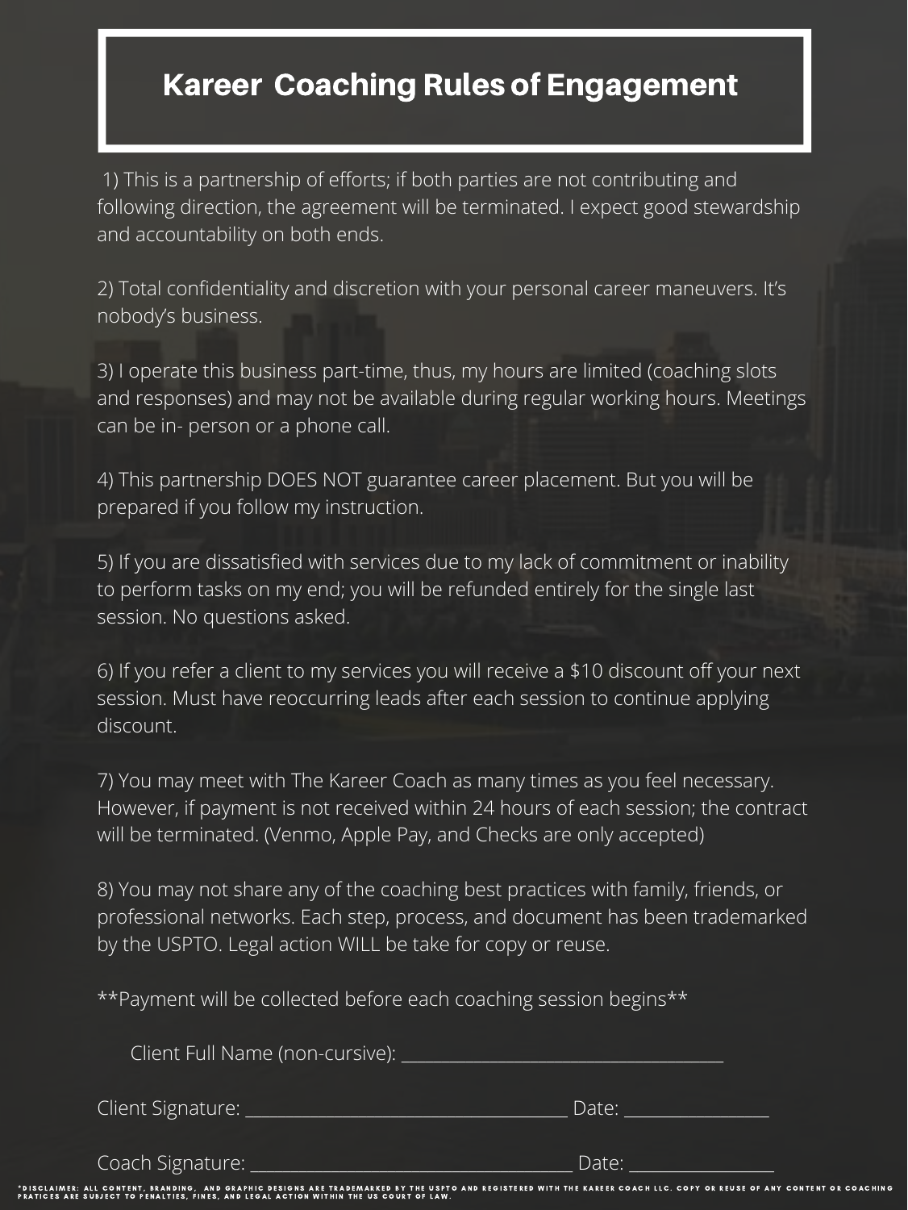# Kareer Coaching Rules of Engagement

1) This is a partnership of efforts; if both parties are not contributing and following direction, the agreement will be terminated. I expect good stewardship and accountability on both ends.

2) Total confidentiality and discretion with your personal career maneuvers. It's nobody's business.

3) I operate this business part-time, thus, my hours are limited (coaching slots and responses) and may not be available during regular working hours. Meetings can be in- person or a phone call.

4) This partnership DOES NOT guarantee career placement. But you will be prepared if you follow my instruction.

5) If you are dissatisfied with services due to my lack of commitment or inability to perform tasks on my end; you will be refunded entirely for the single last session. No questions asked.

6) If you refer a client to my services you will receive a $10 discount off your next session. Must have reoccurring leads after each session to continue applying discount.

7) You may meet with The Kareer Coach as many times as you feel necessary. However, if payment is not received within 24 hours of each session; the contract will be terminated. (Venmo, Apple Pay, and Checks are only accepted)

8) You may not share any of the coaching best practices with family, friends, or professional networks. Each step, process, and document has been trademarked by the USPTO. Legal action WILL be take for copy or reuse.

**Payment will be collected before each coaching session begins**

Client Full Name (non-cursive): ___________________________________

Client Signature: ___________________________________ Date: ________________

Coach Signature: ___________________________________ Date: ________________

*DISCLAIMER: ALL CONTENT, BRANDING, AND GRAPHIC DESIGNS ARE TRADEMARKED BY THE USPTO AND REGISTERED WITH THE KAREER COACH LLC. COPY OR REUSE OF ANY CONTENT OR COACHING PRATICES ARE SUBJECT TO PENALTIES, FINES, AND LEGAL ACTION WITHIN THE US COURT OF LAW.